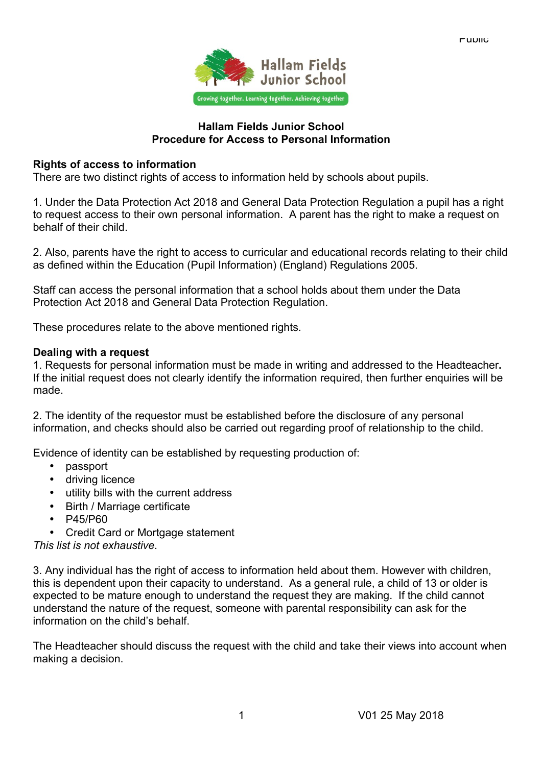**Hallam Fields Junior School**
**Procedure for Access to Personal Information**

**Rights of access to information**

There are two distinct rights of access to information held by schools about pupils.

1. Under the Data Protection Act 2018 and General Data Protection Regulation a pupil has a right to request access to their own personal information. A parent has the right to make a request on behalf of their child.

2. Also, parents have the right to access to curricular and educational records relating to their child as defined within the Education (Pupil Information) (England) Regulations 2005.

Staff can access the personal information that a school holds about them under the Data Protection Act 2018 and General Data Protection Regulation.

These procedures relate to the above mentioned rights.

**Dealing with a request**

1. Requests for personal information must be made in writing and addressed to the Headteacher**.** If the initial request does not clearly identify the information required, then further enquiries will be made.

2. The identity of the requestor must be established before the disclosure of any personal information, and checks should also be carried out regarding proof of relationship to the child.

Evidence of identity can be established by requesting production of:

- passport
- driving licence
- utility bills with the current address
- Birth / Marriage certificate
- P45/P60
- Credit Card or Mortgage statement

*This list is not exhaustive*.

3. Any individual has the right of access to information held about them. However with children, this is dependent upon their capacity to understand. As a general rule, a child of 13 or older is expected to be mature enough to understand the request they are making. If the child cannot understand the nature of the request, someone with parental responsibility can ask for the information on the child's behalf.

The Headteacher should discuss the request with the child and take their views into account when making a decision.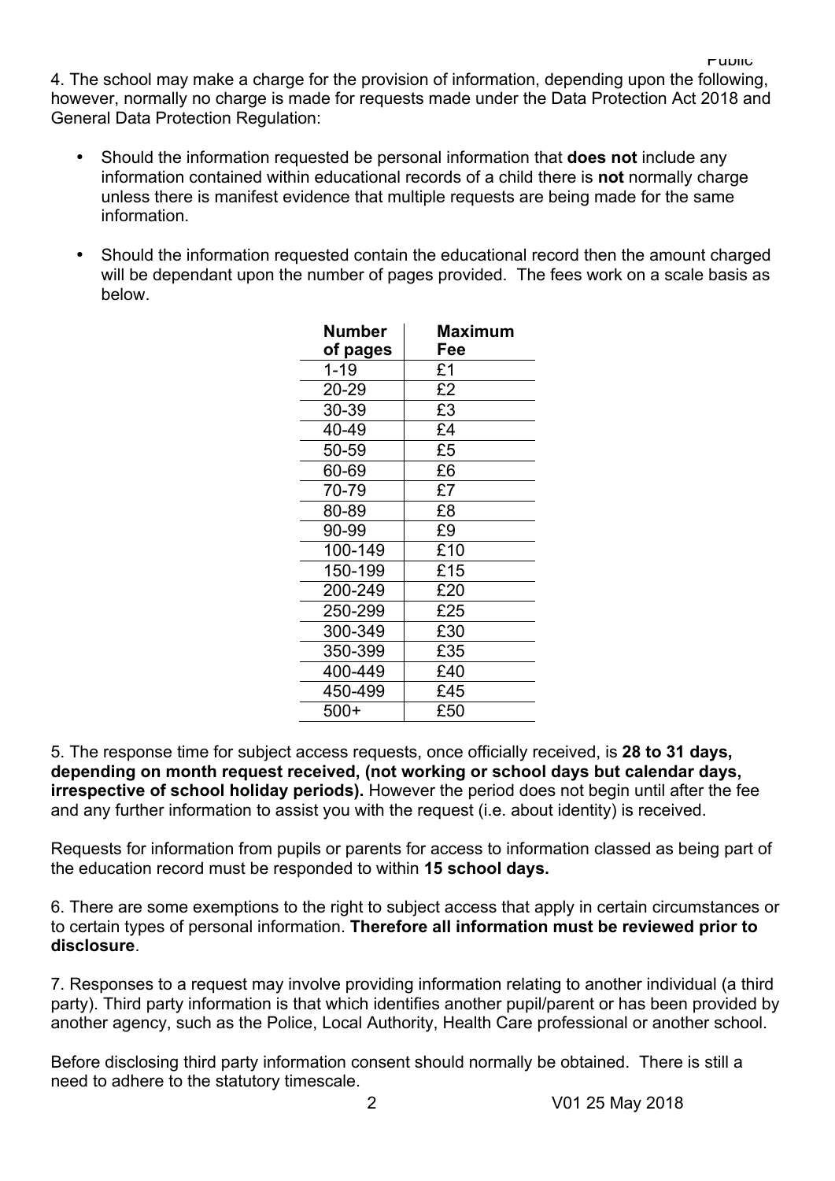4. The school may make a charge for the provision of information, depending upon the following, however, normally no charge is made for requests made under the Data Protection Act 2018 and General Data Protection Regulation:

- Should the information requested be personal information that **does not** include any information contained within educational records of a child there is **not** normally charge unless there is manifest evidence that multiple requests are being made for the same information.

- Should the information requested contain the educational record then the amount charged will be dependant upon the number of pages provided. The fees work on a scale basis as below.

| Number of pages | Maximum Fee |
|---|---|
| 1-19 | £1 |
| 20-29 | £2 |
| 30-39 | £3 |
| 40-49 | £4 |
| 50-59 | £5 |
| 60-69 | £6 |
| 70-79 | £7 |
| 80-89 | £8 |
| 90-99 | £9 |
| 100-149 | £10 |
| 150-199 | £15 |
| 200-249 | £20 |
| 250-299 | £25 |
| 300-349 | £30 |
| 350-399 | £35 |
| 400-449 | £40 |
| 450-499 | £45 |
| 500+ | £50 |

5. The response time for subject access requests, once officially received, is **28 to 31 days, depending on month request received, (not working or school days but calendar days, irrespective of school holiday periods).** However the period does not begin until after the fee and any further information to assist you with the request (i.e. about identity) is received.

Requests for information from pupils or parents for access to information classed as being part of the education record must be responded to within **15 school days.**

6. There are some exemptions to the right to subject access that apply in certain circumstances or to certain types of personal information. **Therefore all information must be reviewed prior to disclosure**.

7. Responses to a request may involve providing information relating to another individual (a third party). Third party information is that which identifies another pupil/parent or has been provided by another agency, such as the Police, Local Authority, Health Care professional or another school.

Before disclosing third party information consent should normally be obtained. There is still a need to adhere to the statutory timescale.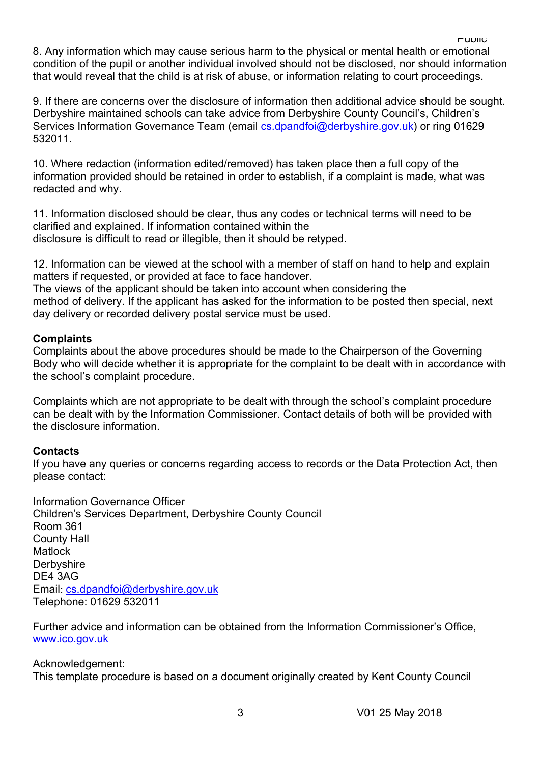8. Any information which may cause serious harm to the physical or mental health or emotional condition of the pupil or another individual involved should not be disclosed, nor should information that would reveal that the child is at risk of abuse, or information relating to court proceedings.

9. If there are concerns over the disclosure of information then additional advice should be sought. Derbyshire maintained schools can take advice from Derbyshire County Council's, Children's Services Information Governance Team (email cs.dpandfoi@derbyshire.gov.uk) or ring 01629 532011.

10. Where redaction (information edited/removed) has taken place then a full copy of the information provided should be retained in order to establish, if a complaint is made, what was redacted and why.

11. Information disclosed should be clear, thus any codes or technical terms will need to be clarified and explained. If information contained within the disclosure is difficult to read or illegible, then it should be retyped.

12. Information can be viewed at the school with a member of staff on hand to help and explain matters if requested, or provided at face to face handover.
The views of the applicant should be taken into account when considering the method of delivery. If the applicant has asked for the information to be posted then special, next day delivery or recorded delivery postal service must be used.

**Complaints**

Complaints about the above procedures should be made to the Chairperson of the Governing Body who will decide whether it is appropriate for the complaint to be dealt with in accordance with the school's complaint procedure.

Complaints which are not appropriate to be dealt with through the school's complaint procedure can be dealt with by the Information Commissioner. Contact details of both will be provided with the disclosure information.

**Contacts**

If you have any queries or concerns regarding access to records or the Data Protection Act, then please contact:

Information Governance Officer
Children's Services Department, Derbyshire County Council
Room 361
County Hall
Matlock
Derbyshire
DE4 3AG
Email: cs.dpandfoi@derbyshire.gov.uk
Telephone: 01629 532011

Further advice and information can be obtained from the Information Commissioner's Office, www.ico.gov.uk

Acknowledgement:
This template procedure is based on a document originally created by Kent County Council